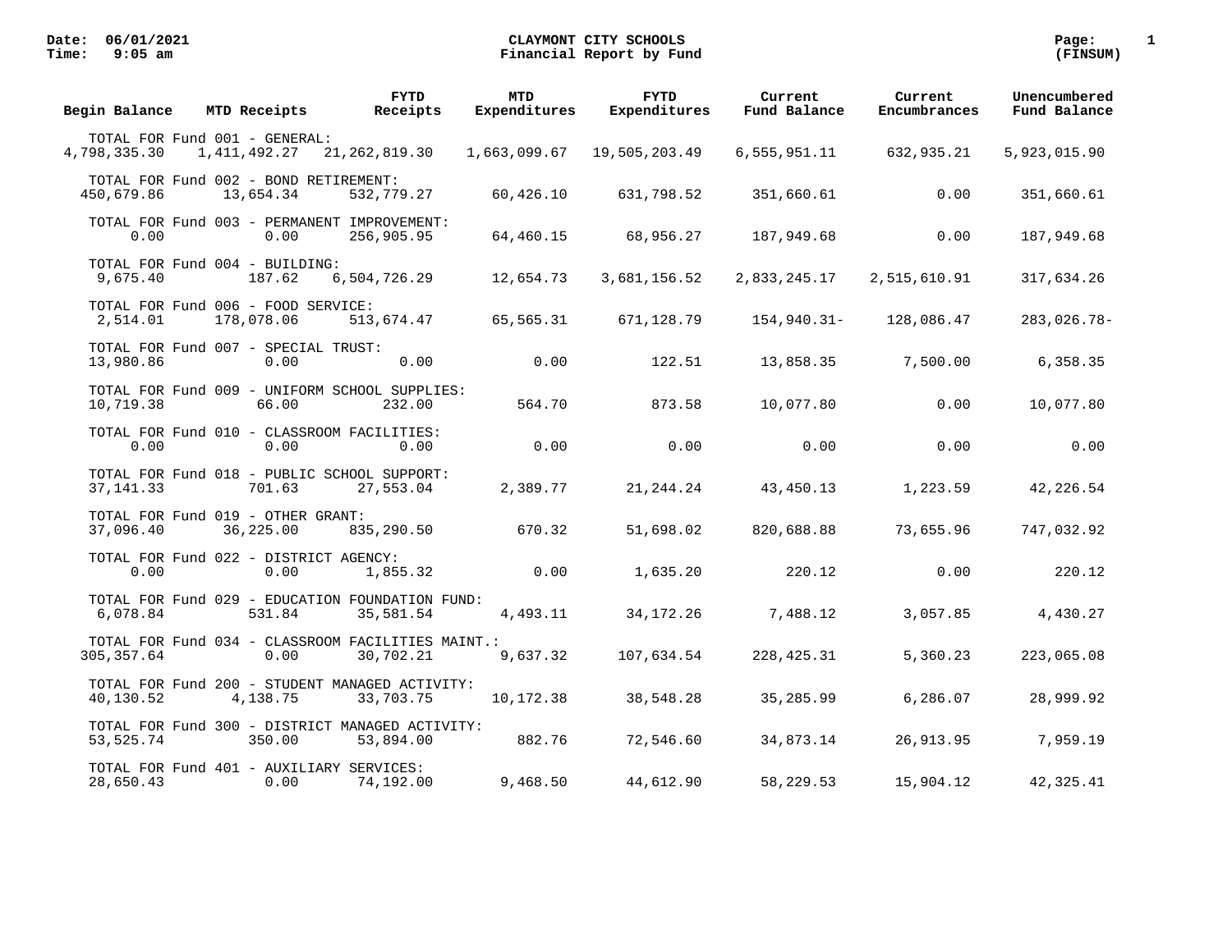# CLAYMONT CITY SCHOOLS

## Financial Report by Fund

Date: 06/01/2021
Time: 9:05 am

Page: 1
(FINSUM)

| Fund | Begin Balance | MTD Receipts | FYTD Receipts | MTD Expenditures | FYTD Expenditures | Current Fund Balance | Current Encumbrances | Unencumbered Fund Balance |
|---|---|---|---|---|---|---|---|---|
| TOTAL FOR Fund 001 - GENERAL: | 4,798,335.30 | 1,411,492.27 | 21,262,819.30 | 1,663,099.67 | 19,505,203.49 | 6,555,951.11 | 632,935.21 | 5,923,015.90 |
| TOTAL FOR Fund 002 - BOND RETIREMENT: | 450,679.86 | 13,654.34 | 532,779.27 | 60,426.10 | 631,798.52 | 351,660.61 | 0.00 | 351,660.61 |
| TOTAL FOR Fund 003 - PERMANENT IMPROVEMENT: | 0.00 | 0.00 | 256,905.95 | 64,460.15 | 68,956.27 | 187,949.68 | 0.00 | 187,949.68 |
| TOTAL FOR Fund 004 - BUILDING: | 9,675.40 | 187.62 | 6,504,726.29 | 12,654.73 | 3,681,156.52 | 2,833,245.17 | 2,515,610.91 | 317,634.26 |
| TOTAL FOR Fund 006 - FOOD SERVICE: | 2,514.01 | 178,078.06 | 513,674.47 | 65,565.31 | 671,128.79 | 154,940.31- | 128,086.47 | 283,026.78- |
| TOTAL FOR Fund 007 - SPECIAL TRUST: | 13,980.86 | 0.00 | 0.00 | 0.00 | 122.51 | 13,858.35 | 7,500.00 | 6,358.35 |
| TOTAL FOR Fund 009 - UNIFORM SCHOOL SUPPLIES: | 10,719.38 | 66.00 | 232.00 | 564.70 | 873.58 | 10,077.80 | 0.00 | 10,077.80 |
| TOTAL FOR Fund 010 - CLASSROOM FACILITIES: | 0.00 | 0.00 | 0.00 | 0.00 | 0.00 | 0.00 | 0.00 | 0.00 |
| TOTAL FOR Fund 018 - PUBLIC SCHOOL SUPPORT: | 37,141.33 | 701.63 | 27,553.04 | 2,389.77 | 21,244.24 | 43,450.13 | 1,223.59 | 42,226.54 |
| TOTAL FOR Fund 019 - OTHER GRANT: | 37,096.40 | 36,225.00 | 835,290.50 | 670.32 | 51,698.02 | 820,688.88 | 73,655.96 | 747,032.92 |
| TOTAL FOR Fund 022 - DISTRICT AGENCY: | 0.00 | 0.00 | 1,855.32 | 0.00 | 1,635.20 | 220.12 | 0.00 | 220.12 |
| TOTAL FOR Fund 029 - EDUCATION FOUNDATION FUND: | 6,078.84 | 531.84 | 35,581.54 | 4,493.11 | 34,172.26 | 7,488.12 | 3,057.85 | 4,430.27 |
| TOTAL FOR Fund 034 - CLASSROOM FACILITIES MAINT.: | 305,357.64 | 0.00 | 30,702.21 | 9,637.32 | 107,634.54 | 228,425.31 | 5,360.23 | 223,065.08 |
| TOTAL FOR Fund 200 - STUDENT MANAGED ACTIVITY: | 40,130.52 | 4,138.75 | 33,703.75 | 10,172.38 | 38,548.28 | 35,285.99 | 6,286.07 | 28,999.92 |
| TOTAL FOR Fund 300 - DISTRICT MANAGED ACTIVITY: | 53,525.74 | 350.00 | 53,894.00 | 882.76 | 72,546.60 | 34,873.14 | 26,913.95 | 7,959.19 |
| TOTAL FOR Fund 401 - AUXILIARY SERVICES: | 28,650.43 | 0.00 | 74,192.00 | 9,468.50 | 44,612.90 | 58,229.53 | 15,904.12 | 42,325.41 |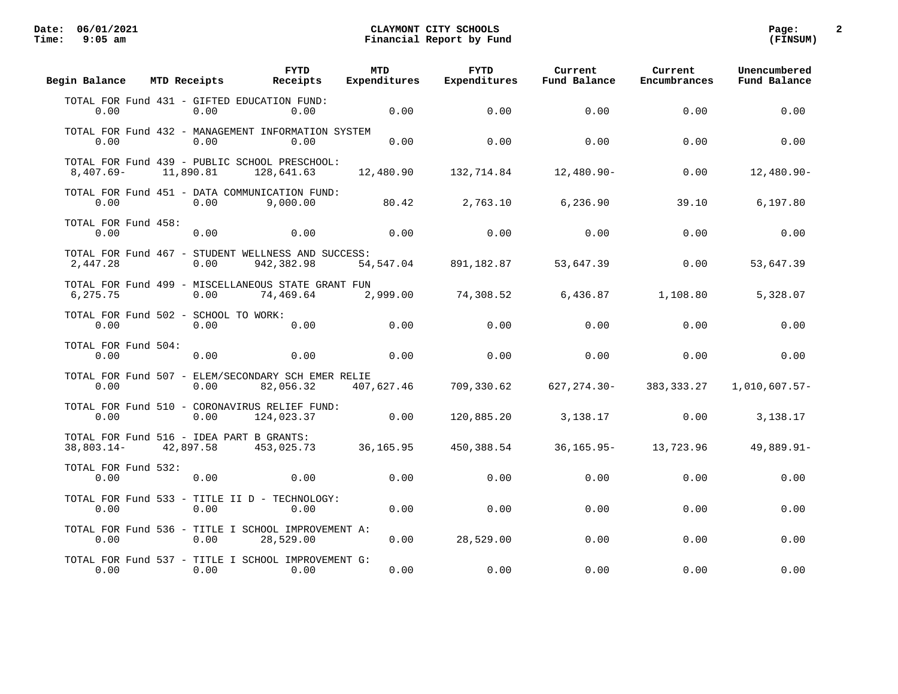| Begin Balance | MTD Receipts | FYTD Receipts | MTD Expenditures | FYTD Expenditures | Current Fund Balance | Current Encumbrances | Unencumbered Fund Balance |
|---|---|---|---|---|---|---|---|
| TOTAL FOR Fund 431 - GIFTED EDUCATION FUND: | | | | | | | |
| 0.00 | 0.00 | 0.00 | 0.00 | 0.00 | 0.00 | 0.00 | 0.00 |
| TOTAL FOR Fund 432 - MANAGEMENT INFORMATION SYSTEM | | | | | | | |
| 0.00 | 0.00 | 0.00 | 0.00 | 0.00 | 0.00 | 0.00 | 0.00 |
| TOTAL FOR Fund 439 - PUBLIC SCHOOL PRESCHOOL: | | | | | | | |
| 8,407.69- | 11,890.81 | 128,641.63 | 12,480.90 | 132,714.84 | 12,480.90- | 0.00 | 12,480.90- |
| TOTAL FOR Fund 451 - DATA COMMUNICATION FUND: | | | | | | | |
| 0.00 | 0.00 | 9,000.00 | 80.42 | 2,763.10 | 6,236.90 | 39.10 | 6,197.80 |
| TOTAL FOR Fund 458: | | | | | | | |
| 0.00 | 0.00 | 0.00 | 0.00 | 0.00 | 0.00 | 0.00 | 0.00 |
| TOTAL FOR Fund 467 - STUDENT WELLNESS AND SUCCESS: | | | | | | | |
| 2,447.28 | 0.00 | 942,382.98 | 54,547.04 | 891,182.87 | 53,647.39 | 0.00 | 53,647.39 |
| TOTAL FOR Fund 499 - MISCELLANEOUS STATE GRANT FUN | | | | | | | |
| 6,275.75 | 0.00 | 74,469.64 | 2,999.00 | 74,308.52 | 6,436.87 | 1,108.80 | 5,328.07 |
| TOTAL FOR Fund 502 - SCHOOL TO WORK: | | | | | | | |
| 0.00 | 0.00 | 0.00 | 0.00 | 0.00 | 0.00 | 0.00 | 0.00 |
| TOTAL FOR Fund 504: | | | | | | | |
| 0.00 | 0.00 | 0.00 | 0.00 | 0.00 | 0.00 | 0.00 | 0.00 |
| TOTAL FOR Fund 507 - ELEM/SECONDARY SCH EMER RELIE | | | | | | | |
| 0.00 | 0.00 | 82,056.32 | 407,627.46 | 709,330.62 | 627,274.30- | 383,333.27 | 1,010,607.57- |
| TOTAL FOR Fund 510 - CORONAVIRUS RELIEF FUND: | | | | | | | |
| 0.00 | 0.00 | 124,023.37 | 0.00 | 120,885.20 | 3,138.17 | 0.00 | 3,138.17 |
| TOTAL FOR Fund 516 - IDEA PART B GRANTS: | | | | | | | |
| 38,803.14- | 42,897.58 | 453,025.73 | 36,165.95 | 450,388.54 | 36,165.95- | 13,723.96 | 49,889.91- |
| TOTAL FOR Fund 532: | | | | | | | |
| 0.00 | 0.00 | 0.00 | 0.00 | 0.00 | 0.00 | 0.00 | 0.00 |
| TOTAL FOR Fund 533 - TITLE II D - TECHNOLOGY: | | | | | | | |
| 0.00 | 0.00 | 0.00 | 0.00 | 0.00 | 0.00 | 0.00 | 0.00 |
| TOTAL FOR Fund 536 - TITLE I SCHOOL IMPROVEMENT A: | | | | | | | |
| 0.00 | 0.00 | 28,529.00 | 0.00 | 28,529.00 | 0.00 | 0.00 | 0.00 |
| TOTAL FOR Fund 537 - TITLE I SCHOOL IMPROVEMENT G: | | | | | | | |
| 0.00 | 0.00 | 0.00 | 0.00 | 0.00 | 0.00 | 0.00 | 0.00 |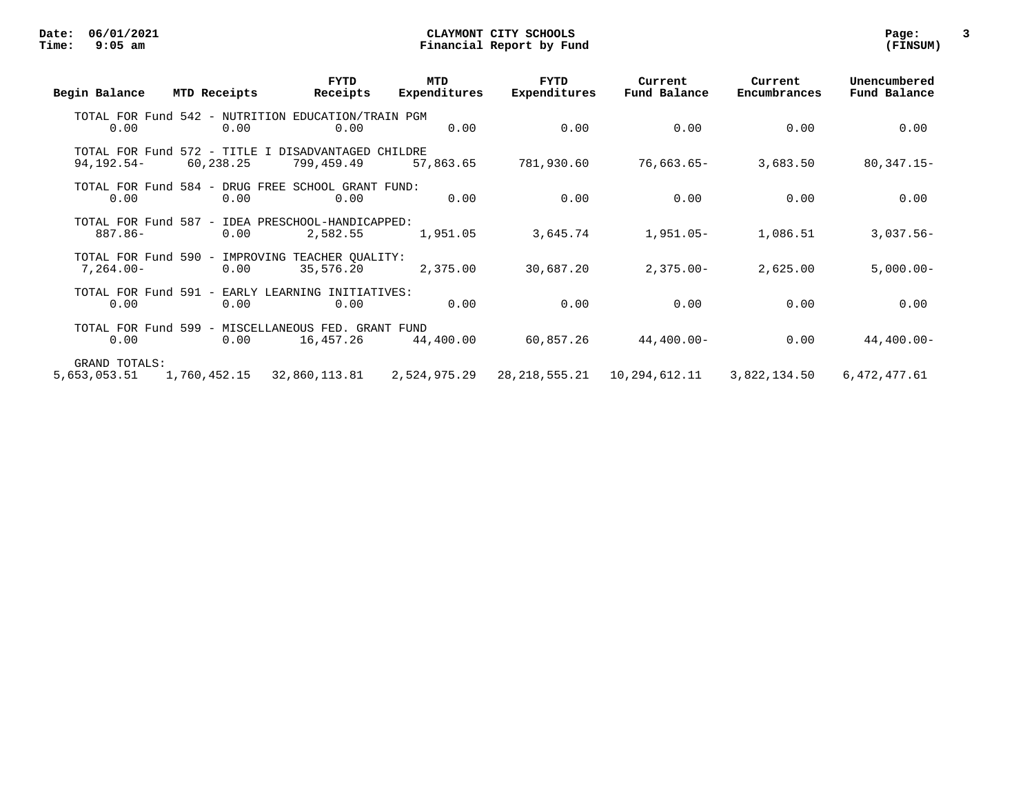Date: 06/01/2021
Time: 9:05 am

**CLAYMONT CITY SCHOOLS**
**Financial Report by Fund**

(FINSUM)

| Begin Balance | MTD Receipts | FYTD Receipts | MTD Expenditures | FYTD Expenditures | Current Fund Balance | Current Encumbrances | Unencumbered Fund Balance |
|---|---|---|---|---|---|---|---|
| TOTAL FOR Fund 542 - NUTRITION EDUCATION/TRAIN PGM | | | | | | | |
| 0.00 | 0.00 | 0.00 | 0.00 | 0.00 | 0.00 | 0.00 | 0.00 |
| TOTAL FOR Fund 572 - TITLE I DISADVANTAGED CHILDRE | | | | | | | |
| 94,192.54- | 60,238.25 | 799,459.49 | 57,863.65 | 781,930.60 | 76,663.65- | 3,683.50 | 80,347.15- |
| TOTAL FOR Fund 584 - DRUG FREE SCHOOL GRANT FUND: | | | | | | | |
| 0.00 | 0.00 | 0.00 | 0.00 | 0.00 | 0.00 | 0.00 | 0.00 |
| TOTAL FOR Fund 587 - IDEA PRESCHOOL-HANDICAPPED: | | | | | | | |
| 887.86- | 0.00 | 2,582.55 | 1,951.05 | 3,645.74 | 1,951.05- | 1,086.51 | 3,037.56- |
| TOTAL FOR Fund 590 - IMPROVING TEACHER QUALITY: | | | | | | | |
| 7,264.00- | 0.00 | 35,576.20 | 2,375.00 | 30,687.20 | 2,375.00- | 2,625.00 | 5,000.00- |
| TOTAL FOR Fund 591 - EARLY LEARNING INITIATIVES: | | | | | | | |
| 0.00 | 0.00 | 0.00 | 0.00 | 0.00 | 0.00 | 0.00 | 0.00 |
| TOTAL FOR Fund 599 - MISCELLANEOUS FED. GRANT FUND | | | | | | | |
| 0.00 | 0.00 | 16,457.26 | 44,400.00 | 60,857.26 | 44,400.00- | 0.00 | 44,400.00- |
| GRAND TOTALS: | | | | | | | |
| 5,653,053.51 | 1,760,452.15 | 32,860,113.81 | 2,524,975.29 | 28,218,555.21 | 10,294,612.11 | 3,822,134.50 | 6,472,477.61 |